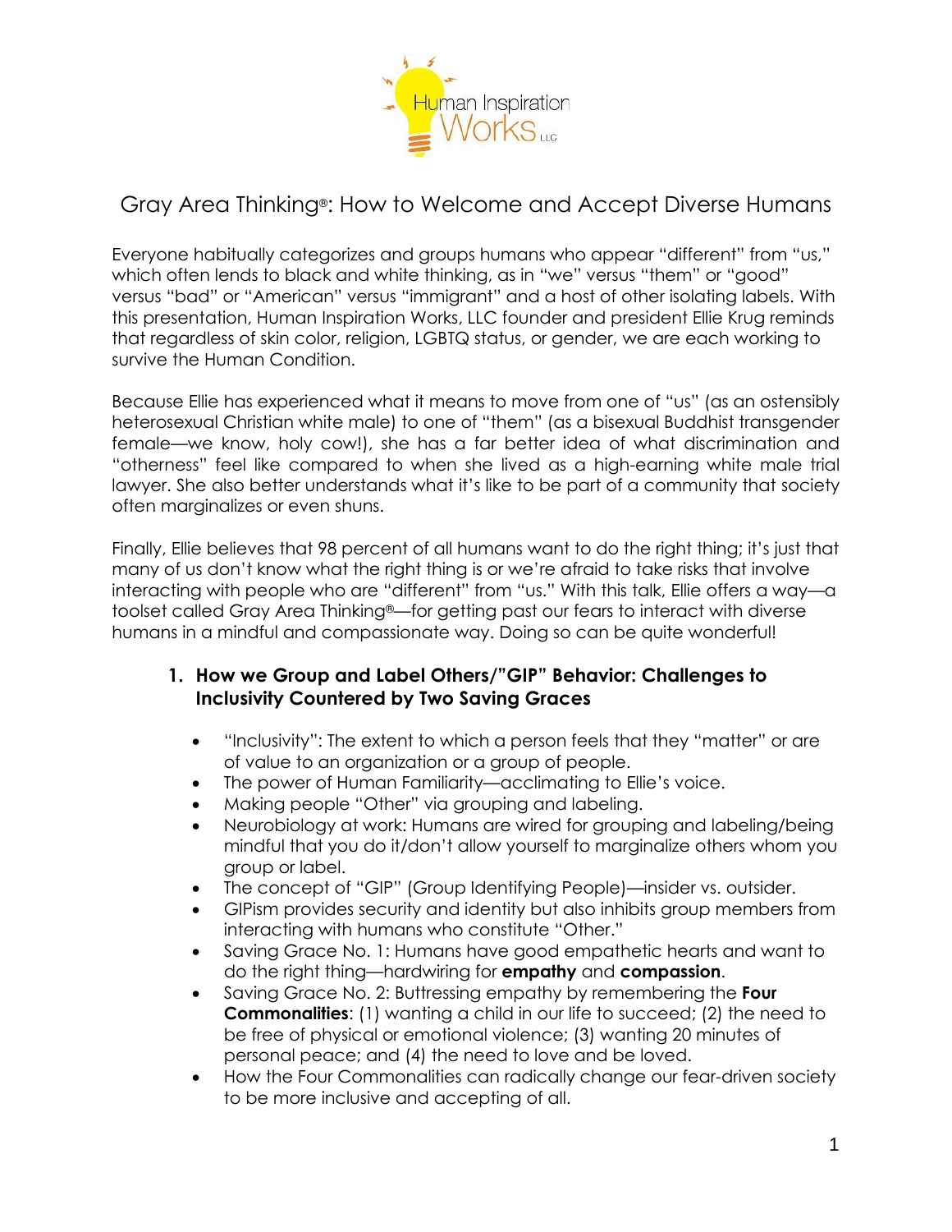# Gray Area Thinking®: How to Welcome and Accept Diverse Humans

Everyone habitually categorizes and groups humans who appear "different" from "us," which often lends to black and white thinking, as in "we" versus "them" or "good" versus "bad" or "American" versus "immigrant" and a host of other isolating labels. With this presentation, Human Inspiration Works, LLC founder and president Ellie Krug reminds that regardless of skin color, religion, LGBTQ status, or gender, we are each working to survive the Human Condition.

Because Ellie has experienced what it means to move from one of "us" (as an ostensibly heterosexual Christian white male) to one of "them" (as a bisexual Buddhist transgender female—we know, holy cow!), she has a far better idea of what discrimination and "otherness" feel like compared to when she lived as a high-earning white male trial lawyer. She also better understands what it's like to be part of a community that society often marginalizes or even shuns.

Finally, Ellie believes that 98 percent of all humans want to do the right thing; it's just that many of us don't know what the right thing is or we're afraid to take risks that involve interacting with people who are "different" from "us." With this talk, Ellie offers a way—a toolset called Gray Area Thinking®—for getting past our fears to interact with diverse humans in a mindful and compassionate way. Doing so can be quite wonderful!

1. **How we Group and Label Others/"GIP" Behavior: Challenges to Inclusivity Countered by Two Saving Graces**

    - "Inclusivity": The extent to which a person feels that they "matter" or are of value to an organization or a group of people.
    - The power of Human Familiarity—acclimating to Ellie's voice.
    - Making people "Other" via grouping and labeling.
    - Neurobiology at work: Humans are wired for grouping and labeling/being mindful that you do it/don't allow yourself to marginalize others whom you group or label.
    - The concept of "GIP" (Group Identifying People)—insider vs. outsider.
    - GIPism provides security and identity but also inhibits group members from interacting with humans who constitute "Other."
    - Saving Grace No. 1: Humans have good empathetic hearts and want to do the right thing—hardwiring for **empathy** and **compassion**.
    - Saving Grace No. 2: Buttressing empathy by remembering the **Four Commonalities**: (1) wanting a child in our life to succeed; (2) the need to be free of physical or emotional violence; (3) wanting 20 minutes of personal peace; and (4) the need to love and be loved.
    - How the Four Commonalities can radically change our fear-driven society to be more inclusive and accepting of all.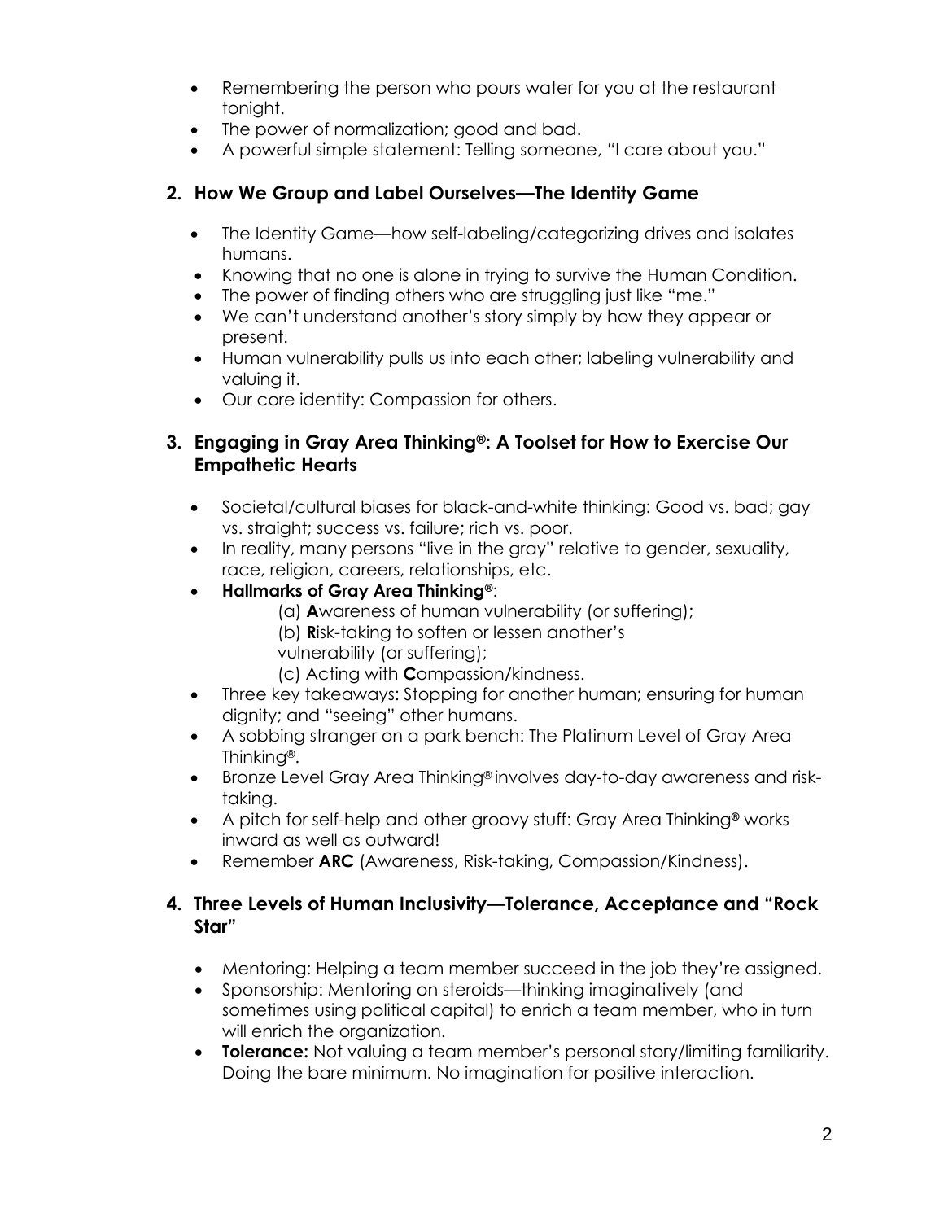- Remembering the person who pours water for you at the restaurant tonight.
- The power of normalization; good and bad.
- A powerful simple statement: Telling someone, "I care about you."

## 2. How We Group and Label Ourselves—The Identity Game

- The Identity Game—how self-labeling/categorizing drives and isolates humans.
- Knowing that no one is alone in trying to survive the Human Condition.
- The power of finding others who are struggling just like "me."
- We can't understand another's story simply by how they appear or present.
- Human vulnerability pulls us into each other; labeling vulnerability and valuing it.
- Our core identity: Compassion for others.

## 3. Engaging in Gray Area Thinking®: A Toolset for How to Exercise Our Empathetic Hearts

- Societal/cultural biases for black-and-white thinking: Good vs. bad; gay vs. straight; success vs. failure; rich vs. poor.
- In reality, many persons "live in the gray" relative to gender, sexuality, race, religion, careers, relationships, etc.
- **Hallmarks of Gray Area Thinking®**:
  - (a) **A**wareness of human vulnerability (or suffering);
  - (b) **R**isk-taking to soften or lessen another's vulnerability (or suffering);
  - (c) Acting with **C**ompassion/kindness.
- Three key takeaways: Stopping for another human; ensuring for human dignity; and "seeing" other humans.
- A sobbing stranger on a park bench: The Platinum Level of Gray Area Thinking®.
- Bronze Level Gray Area Thinking® involves day-to-day awareness and risk-taking.
- A pitch for self-help and other groovy stuff: Gray Area Thinking® works inward as well as outward!
- Remember **ARC** (Awareness, Risk-taking, Compassion/Kindness).

## 4. Three Levels of Human Inclusivity—Tolerance, Acceptance and "Rock Star"

- Mentoring: Helping a team member succeed in the job they're assigned.
- Sponsorship: Mentoring on steroids—thinking imaginatively (and sometimes using political capital) to enrich a team member, who in turn will enrich the organization.
- **Tolerance:** Not valuing a team member's personal story/limiting familiarity. Doing the bare minimum. No imagination for positive interaction.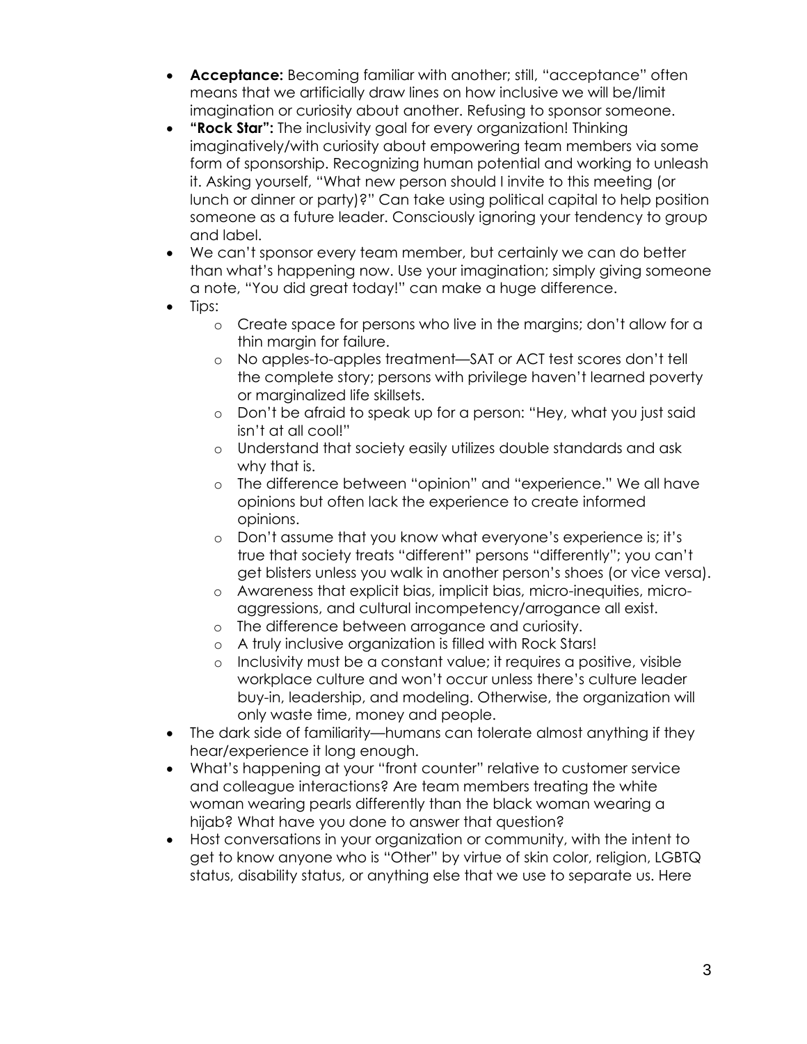- **Acceptance:** Becoming familiar with another; still, "acceptance" often means that we artificially draw lines on how inclusive we will be/limit imagination or curiosity about another. Refusing to sponsor someone.
- **"Rock Star":** The inclusivity goal for every organization! Thinking imaginatively/with curiosity about empowering team members via some form of sponsorship. Recognizing human potential and working to unleash it. Asking yourself, "What new person should I invite to this meeting (or lunch or dinner or party)?" Can take using political capital to help position someone as a future leader. Consciously ignoring your tendency to group and label.
- We can't sponsor every team member, but certainly we can do better than what's happening now. Use your imagination; simply giving someone a note, "You did great today!" can make a huge difference.
- Tips:
  - Create space for persons who live in the margins; don't allow for a thin margin for failure.
  - No apples-to-apples treatment—SAT or ACT test scores don't tell the complete story; persons with privilege haven't learned poverty or marginalized life skillsets.
  - Don't be afraid to speak up for a person: "Hey, what you just said isn't at all cool!"
  - Understand that society easily utilizes double standards and ask why that is.
  - The difference between "opinion" and "experience." We all have opinions but often lack the experience to create informed opinions.
  - Don't assume that you know what everyone's experience is; it's true that society treats "different" persons "differently"; you can't get blisters unless you walk in another person's shoes (or vice versa).
  - Awareness that explicit bias, implicit bias, micro-inequities, micro-aggressions, and cultural incompetency/arrogance all exist.
  - The difference between arrogance and curiosity.
  - A truly inclusive organization is filled with Rock Stars!
  - Inclusivity must be a constant value; it requires a positive, visible workplace culture and won't occur unless there's culture leader buy-in, leadership, and modeling. Otherwise, the organization will only waste time, money and people.
- The dark side of familiarity—humans can tolerate almost anything if they hear/experience it long enough.
- What's happening at your "front counter" relative to customer service and colleague interactions? Are team members treating the white woman wearing pearls differently than the black woman wearing a hijab? What have you done to answer that question?
- Host conversations in your organization or community, with the intent to get to know anyone who is "Other" by virtue of skin color, religion, LGBTQ status, disability status, or anything else that we use to separate us. Here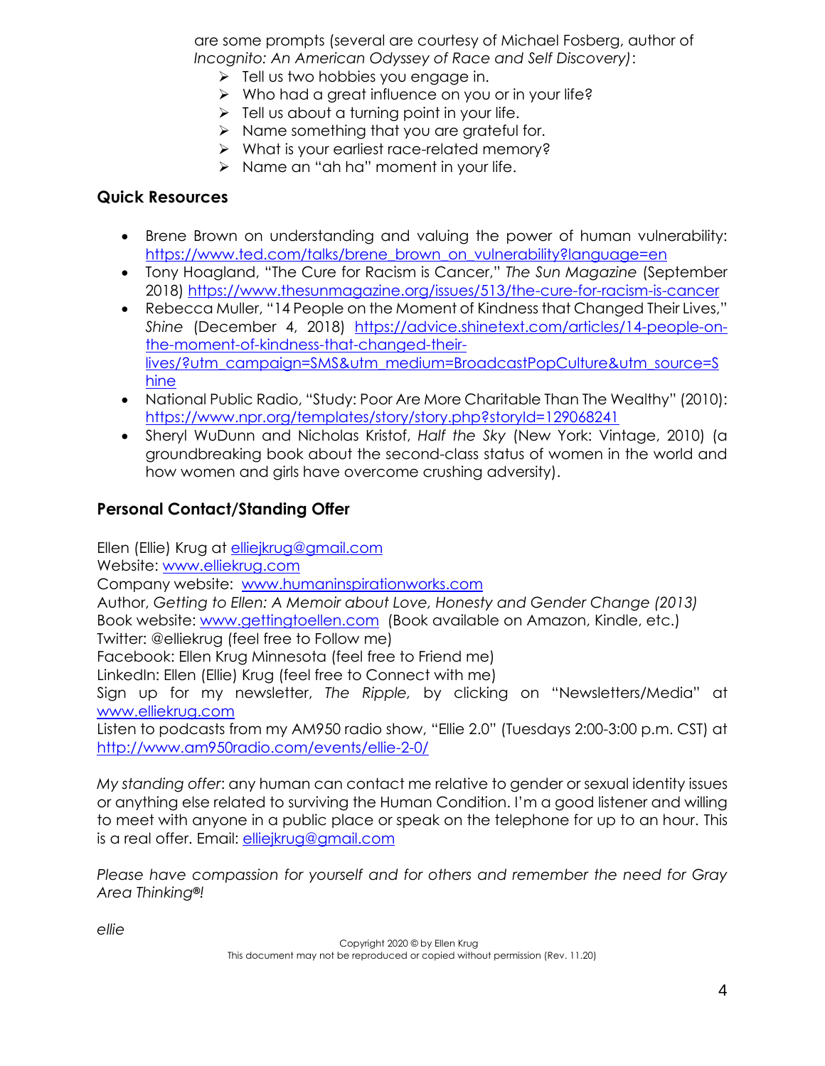are some prompts (several are courtesy of Michael Fosberg, author of *Incognito: An American Odyssey of Race and Self Discovery)*:

- Tell us two hobbies you engage in.
- Who had a great influence on you or in your life?
- Tell us about a turning point in your life.
- Name something that you are grateful for.
- What is your earliest race-related memory?
- Name an "ah ha" moment in your life.

### Quick Resources

- Brene Brown on understanding and valuing the power of human vulnerability: https://www.ted.com/talks/brene_brown_on_vulnerability?language=en
- Tony Hoagland, "The Cure for Racism is Cancer," *The Sun Magazine* (September 2018) https://www.thesunmagazine.org/issues/513/the-cure-for-racism-is-cancer
- Rebecca Muller, "14 People on the Moment of Kindness that Changed Their Lives," *Shine* (December 4, 2018) https://advice.shinetext.com/articles/14-people-on-the-moment-of-kindness-that-changed-their-lives/?utm_campaign=SMS&utm_medium=BroadcastPopCulture&utm_source=Shine
- National Public Radio, "Study: Poor Are More Charitable Than The Wealthy" (2010): https://www.npr.org/templates/story/story.php?storyId=129068241
- Sheryl WuDunn and Nicholas Kristof, *Half the Sky* (New York: Vintage, 2010) (a groundbreaking book about the second-class status of women in the world and how women and girls have overcome crushing adversity).

### Personal Contact/Standing Offer

Ellen (Ellie) Krug at elliejkrug@gmail.com
Website: www.elliekrug.com
Company website: www.humaninspirationworks.com
Author, *Getting to Ellen: A Memoir about Love, Honesty and Gender Change (2013)*
Book website: www.gettingtoellen.com (Book available on Amazon, Kindle, etc.)
Twitter: @elliekrug (feel free to Follow me)
Facebook: Ellen Krug Minnesota (feel free to Friend me)
LinkedIn: Ellen (Ellie) Krug (feel free to Connect with me)
Sign up for my newsletter, *The Ripple*, by clicking on "Newsletters/Media" at www.elliekrug.com
Listen to podcasts from my AM950 radio show, "Ellie 2.0" (Tuesdays 2:00-3:00 p.m. CST) at http://www.am950radio.com/events/ellie-2-0/

*My standing offer*: any human can contact me relative to gender or sexual identity issues or anything else related to surviving the Human Condition. I'm a good listener and willing to meet with anyone in a public place or speak on the telephone for up to an hour. This is a real offer. Email: elliejkrug@gmail.com

*Please have compassion for yourself and for others and remember the need for Gray Area Thinking®!*

*ellie*

Copyright 2020 © by Ellen Krug
This document may not be reproduced or copied without permission (Rev. 11.20)